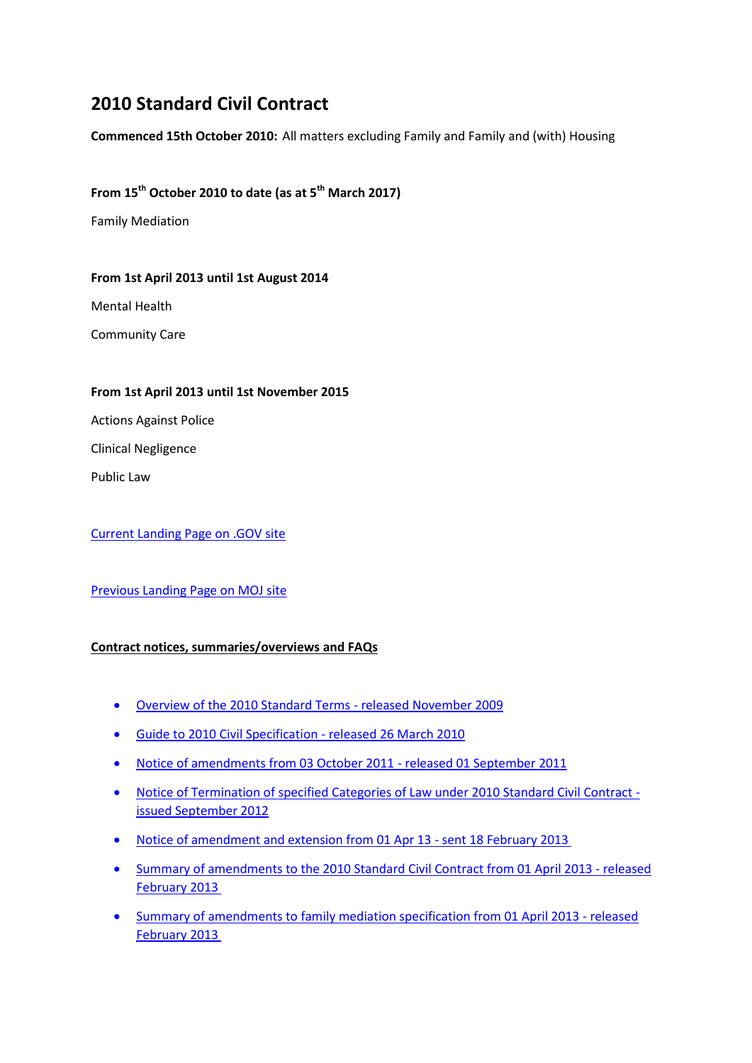# 2010 Standard Civil Contract

**Commenced 15th October 2010:** All matters excluding Family and Family and (with) Housing

**From 15th October 2010 to date (as at 5th March 2017)**

Family Mediation

**From 1st April 2013 until 1st August 2014**

Mental Health

Community Care

**From 1st April 2013 until 1st November 2015**

Actions Against Police

Clinical Negligence

Public Law

Current Landing Page on .GOV site

Previous Landing Page on MOJ site

**Contract notices, summaries/overviews and FAQs**

- Overview of the 2010 Standard Terms - released November 2009
- Guide to 2010 Civil Specification - released 26 March 2010
- Notice of amendments from 03 October 2011 - released 01 September 2011
- Notice of Termination of specified Categories of Law under 2010 Standard Civil Contract - issued September 2012
- Notice of amendment and extension from 01 Apr 13 - sent 18 February 2013
- Summary of amendments to the 2010 Standard Civil Contract from 01 April 2013 - released February 2013
- Summary of amendments to family mediation specification from 01 April 2013 - released February 2013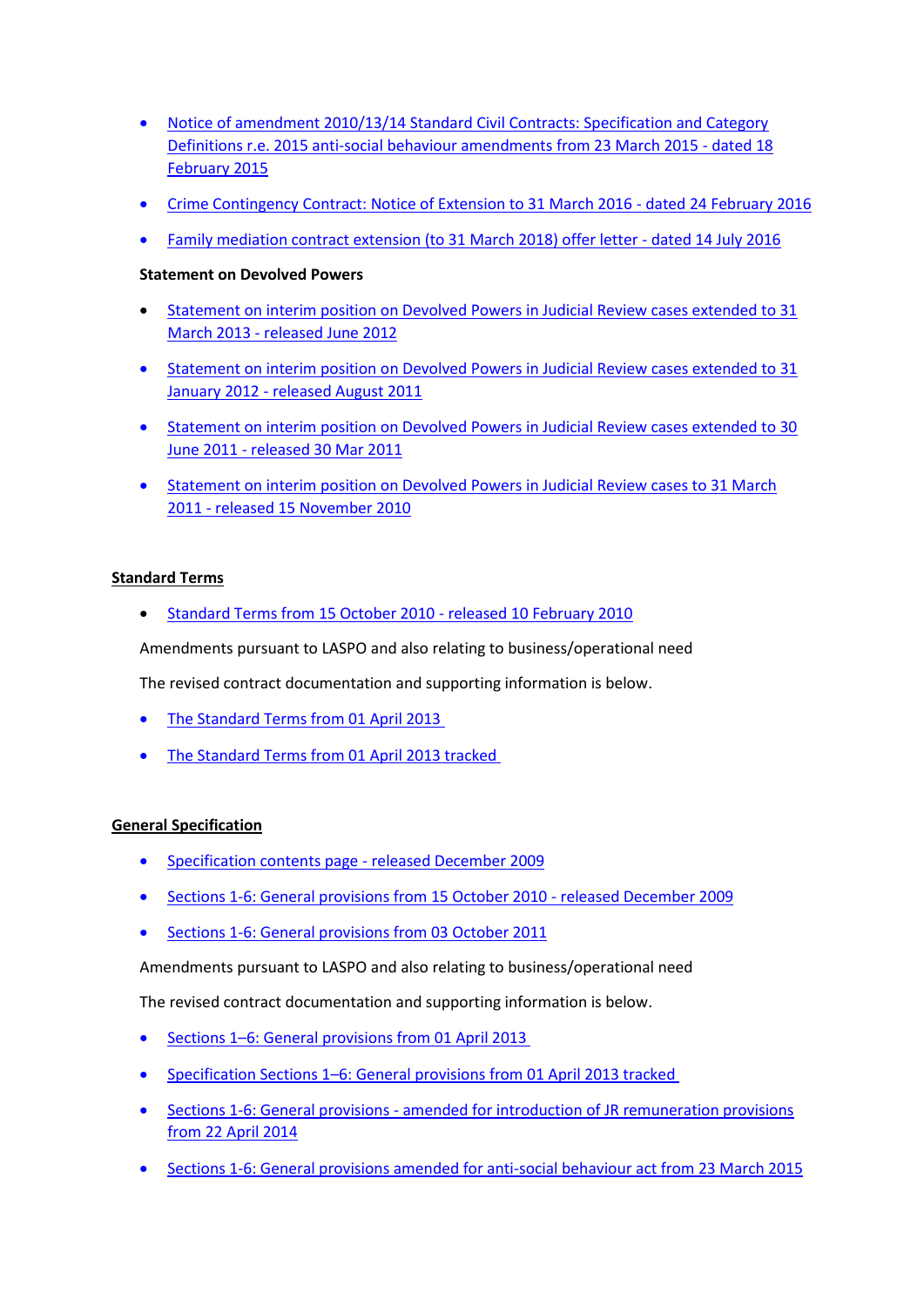- Notice of amendment 2010/13/14 Standard Civil Contracts: Specification and Category Definitions r.e. 2015 anti-social behaviour amendments from 23 March 2015 - dated 18 February 2015
- Crime Contingency Contract: Notice of Extension to 31 March 2016 - dated 24 February 2016
- Family mediation contract extension (to 31 March 2018) offer letter - dated 14 July 2016

**Statement on Devolved Powers**

- Statement on interim position on Devolved Powers in Judicial Review cases extended to 31 March 2013 - released June 2012
- Statement on interim position on Devolved Powers in Judicial Review cases extended to 31 January 2012 - released August 2011
- Statement on interim position on Devolved Powers in Judicial Review cases extended to 30 June 2011 - released 30 Mar 2011
- Statement on interim position on Devolved Powers in Judicial Review cases to 31 March 2011 - released 15 November 2010

## Standard Terms

- Standard Terms from 15 October 2010 - released 10 February 2010

Amendments pursuant to LASPO and also relating to business/operational need

The revised contract documentation and supporting information is below.

- The Standard Terms from 01 April 2013
- The Standard Terms from 01 April 2013 tracked

## General Specification

- Specification contents page - released December 2009
- Sections 1-6: General provisions from 15 October 2010 - released December 2009
- Sections 1-6: General provisions from 03 October 2011

Amendments pursuant to LASPO and also relating to business/operational need

The revised contract documentation and supporting information is below.

- Sections 1–6: General provisions from 01 April 2013
- Specification Sections 1–6: General provisions from 01 April 2013 tracked
- Sections 1-6: General provisions - amended for introduction of JR remuneration provisions from 22 April 2014
- Sections 1-6: General provisions amended for anti-social behaviour act from 23 March 2015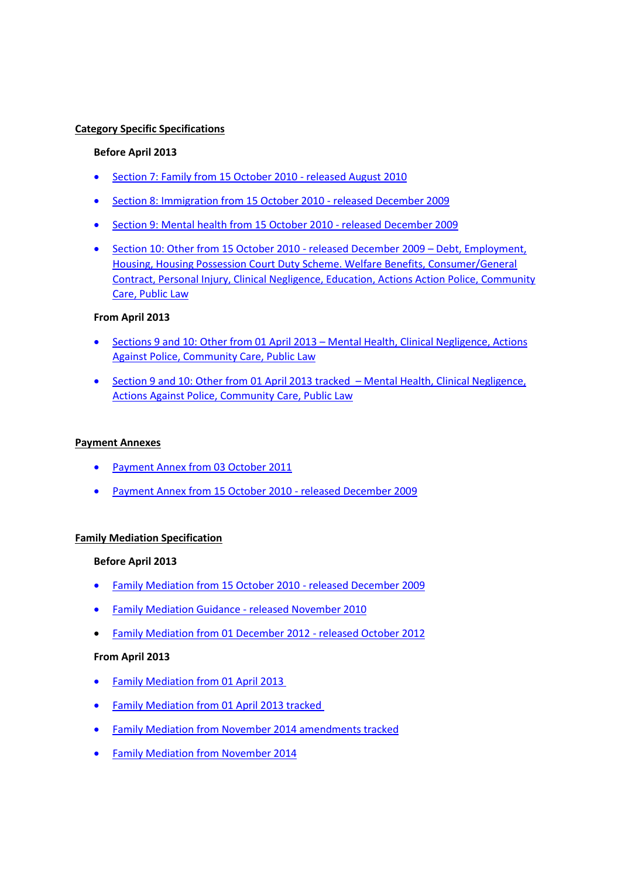## Category Specific Specifications

### Before April 2013

- Section 7: Family from 15 October 2010 - released August 2010
- Section 8: Immigration from 15 October 2010 - released December 2009
- Section 9: Mental health from 15 October 2010 - released December 2009
- Section 10: Other from 15 October 2010 - released December 2009 – Debt, Employment, Housing, Housing Possession Court Duty Scheme. Welfare Benefits, Consumer/General Contract, Personal Injury, Clinical Negligence, Education, Actions Action Police, Community Care, Public Law

### From April 2013

- Sections 9 and 10: Other from 01 April 2013 – Mental Health, Clinical Negligence, Actions Against Police, Community Care, Public Law
- Section 9 and 10: Other from 01 April 2013 tracked – Mental Health, Clinical Negligence, Actions Against Police, Community Care, Public Law

## Payment Annexes

- Payment Annex from 03 October 2011
- Payment Annex from 15 October 2010 - released December 2009

## Family Mediation Specification

### Before April 2013

- Family Mediation from 15 October 2010 - released December 2009
- Family Mediation Guidance - released November 2010
- Family Mediation from 01 December 2012 - released October 2012

### From April 2013

- Family Mediation from 01 April 2013
- Family Mediation from 01 April 2013 tracked
- Family Mediation from November 2014 amendments tracked
- Family Mediation from November 2014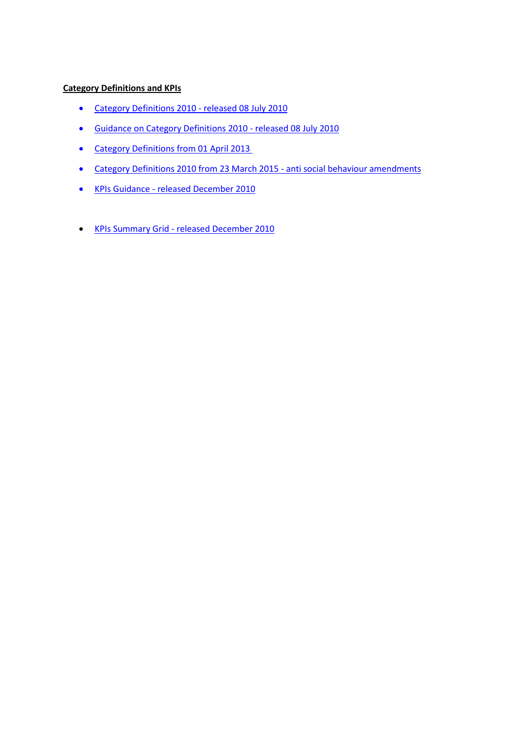**Category Definitions and KPIs**

- Category Definitions 2010 - released 08 July 2010
- Guidance on Category Definitions 2010 - released 08 July 2010
- Category Definitions from 01 April 2013
- Category Definitions 2010 from 23 March 2015 - anti social behaviour amendments
- KPIs Guidance - released December 2010
- KPIs Summary Grid - released December 2010